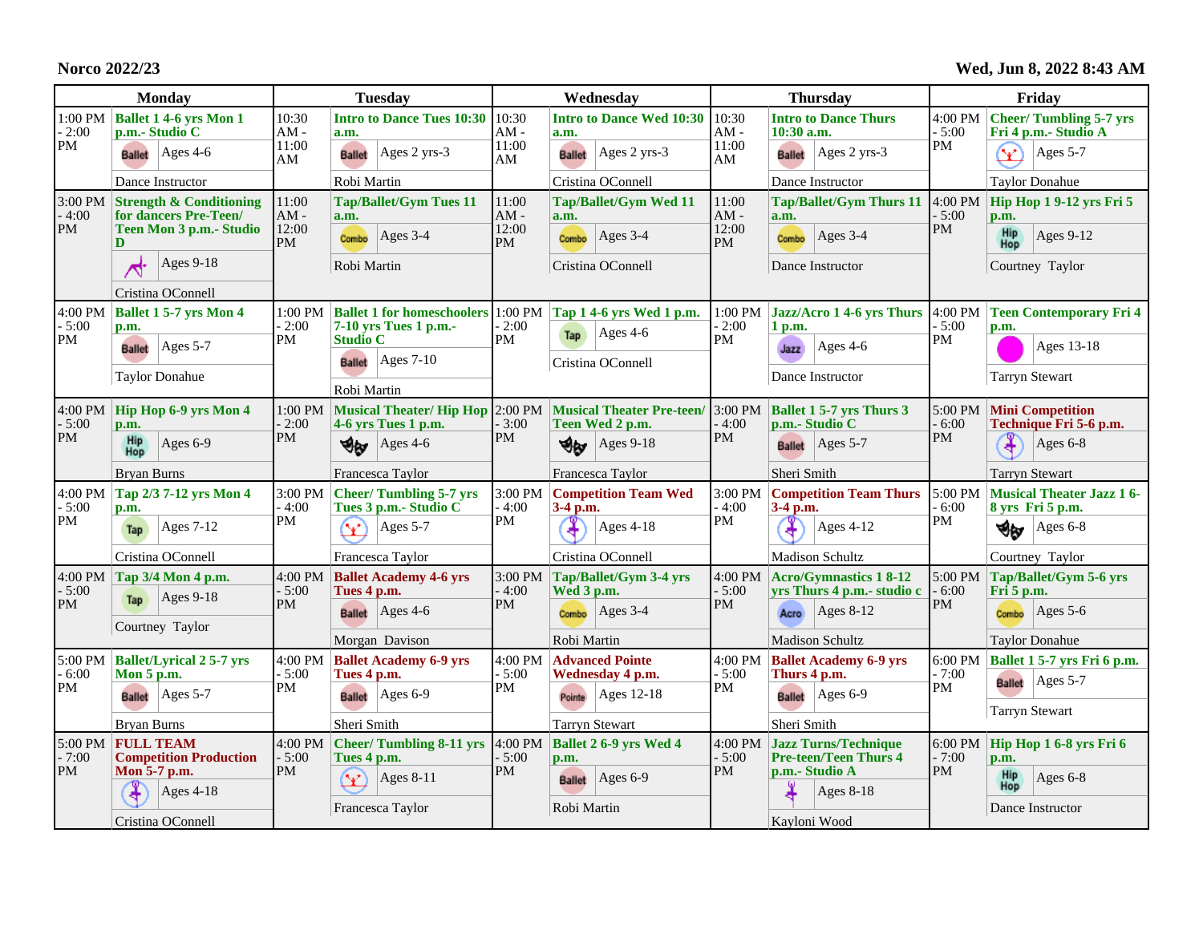**Norco 2022/23**

**Wed, Jun 8, 2022 8:43 AM**

| Monday | | Tuesday | | Wednesday | | Thursday | | Friday | |
|---|---|---|---|---|---|---|---|---|---|
| 1:00 PM - 2:00 PM | **Ballet 1 4-6 yrs Mon 1 p.m.- Studio C** Ballet Ages 4-6 Dance Instructor | 10:30 AM - 11:00 AM | **Intro to Dance Tues 10:30 a.m.** Ballet Ages 2 yrs-3 Robi Martin | 10:30 AM - 11:00 AM | **Intro to Dance Wed 10:30 a.m.** Ballet Ages 2 yrs-3 Cristina OConnell | 10:30 AM - 11:00 AM | **Intro to Dance Thurs 10:30 a.m.** Ballet Ages 2 yrs-3 Dance Instructor | 4:00 PM - 5:00 PM | **Cheer/ Tumbling 5-7 yrs Fri 4 p.m.- Studio A** Ages 5-7 Taylor Donahue |
| 3:00 PM - 4:00 PM | **Strength & Conditioning for dancers Pre-Teen/ Teen Mon 3 p.m.- Studio D** Ages 9-18 Cristina OConnell | 11:00 AM - 12:00 PM | **Tap/Ballet/Gym Tues 11 a.m.** Combo Ages 3-4 Robi Martin | 11:00 AM - 12:00 PM | **Tap/Ballet/Gym Wed 11 a.m.** Combo Ages 3-4 Cristina OConnell | 11:00 AM - 12:00 PM | **Tap/Ballet/Gym Thurs 11 a.m.** Combo Ages 3-4 Dance Instructor | 4:00 PM - 5:00 PM | **Hip Hop 1 9-12 yrs Fri 5 p.m.** Hip Hop Ages 9-12 Courtney Taylor |
| 4:00 PM - 5:00 PM | **Ballet 1 5-7 yrs Mon 4 p.m.** Ballet Ages 5-7 Taylor Donahue | 1:00 PM - 2:00 PM | **Ballet 1 for homeschoolers 7-10 yrs Tues 1 p.m.- Studio C** Ballet Ages 7-10 Robi Martin | 1:00 PM - 2:00 PM | **Tap 1 4-6 yrs Wed 1 p.m.** Tap Ages 4-6 Cristina OConnell | 1:00 PM - 2:00 PM | **Jazz/Acro 1 4-6 yrs Thurs 1 p.m.** Jazz Ages 4-6 Dance Instructor | 4:00 PM - 5:00 PM | **Teen Contemporary Fri 4 p.m.** Ages 13-18 Tarryn Stewart |
| 4:00 PM - 5:00 PM | **Hip Hop 6-9 yrs Mon 4 p.m.** Hip Hop Ages 6-9 Bryan Burns | 1:00 PM - 2:00 PM | **Musical Theater/ Hip Hop 4-6 yrs Tues 1 p.m.** Ages 4-6 Francesca Taylor | 2:00 PM - 3:00 PM | **Musical Theater Pre-teen/ Teen Wed 2 p.m.** Ages 9-18 Francesca Taylor | 3:00 PM - 4:00 PM | **Ballet 1 5-7 yrs Thurs 3 p.m.- Studio C** Ballet Ages 5-7 Sheri Smith | 5:00 PM - 6:00 PM | **Mini Competition Technique Fri 5-6 p.m.** Ages 6-8 Tarryn Stewart |
| 4:00 PM - 5:00 PM | **Tap 2/3 7-12 yrs Mon 4 p.m.** Tap Ages 7-12 Cristina OConnell | 3:00 PM - 4:00 PM | **Cheer/ Tumbling 5-7 yrs Tues 3 p.m.- Studio C** Ages 5-7 Francesca Taylor | 3:00 PM - 4:00 PM | **Competition Team Wed 3-4 p.m.** Ages 4-18 Cristina OConnell | 3:00 PM - 4:00 PM | **Competition Team Thurs 3-4 p.m.** Ages 4-12 Madison Schultz | 5:00 PM - 6:00 PM | **Musical Theater Jazz 1 6-8 yrs Fri 5 p.m.** Ages 6-8 Courtney Taylor |
| 4:00 PM - 5:00 PM | **Tap 3/4 Mon 4 p.m.** Tap Ages 9-18 Courtney Taylor | 4:00 PM - 5:00 PM | **Ballet Academy 4-6 yrs Tues 4 p.m.** Ballet Ages 4-6 Morgan Davison | 3:00 PM - 4:00 PM | **Tap/Ballet/Gym 3-4 yrs Wed 3 p.m.** Combo Ages 3-4 Robi Martin | 4:00 PM - 5:00 PM | **Acro/Gymnastics 1 8-12 yrs Thurs 4 p.m.- studio c** Acro Ages 8-12 Madison Schultz | 5:00 PM - 6:00 PM | **Tap/Ballet/Gym 5-6 yrs Fri 5 p.m.** Combo Ages 5-6 Taylor Donahue |
| 5:00 PM - 6:00 PM | **Ballet/Lyrical 2 5-7 yrs Mon 5 p.m.** Ballet Ages 5-7 Bryan Burns | 4:00 PM - 5:00 PM | **Ballet Academy 6-9 yrs Tues 4 p.m.** Ballet Ages 6-9 Sheri Smith | 4:00 PM - 5:00 PM | **Advanced Pointe Wednesday 4 p.m.** Pointe Ages 12-18 Tarryn Stewart | 4:00 PM - 5:00 PM | **Ballet Academy 6-9 yrs Thurs 4 p.m.** Ballet Ages 6-9 Sheri Smith | 6:00 PM - 7:00 PM | **Ballet 1 5-7 yrs Fri 6 p.m.** Ballet Ages 5-7 Tarryn Stewart |
| 5:00 PM - 7:00 PM | **FULL TEAM Competition Production Mon 5-7 p.m.** Ages 4-18 Cristina OConnell | 4:00 PM - 5:00 PM | **Cheer/ Tumbling 8-11 yrs Tues 4 p.m.** Ages 8-11 Francesca Taylor | 4:00 PM - 5:00 PM | **Ballet 2 6-9 yrs Wed 4 p.m.** Ballet Ages 6-9 Robi Martin | 4:00 PM - 5:00 PM | **Jazz Turns/Technique Pre-teen/Teen Thurs 4 p.m.- Studio A** Ages 8-18 Kayloni Wood | 6:00 PM - 7:00 PM | **Hip Hop 1 6-8 yrs Fri 6 p.m.** Hip Hop Ages 6-8 Dance Instructor |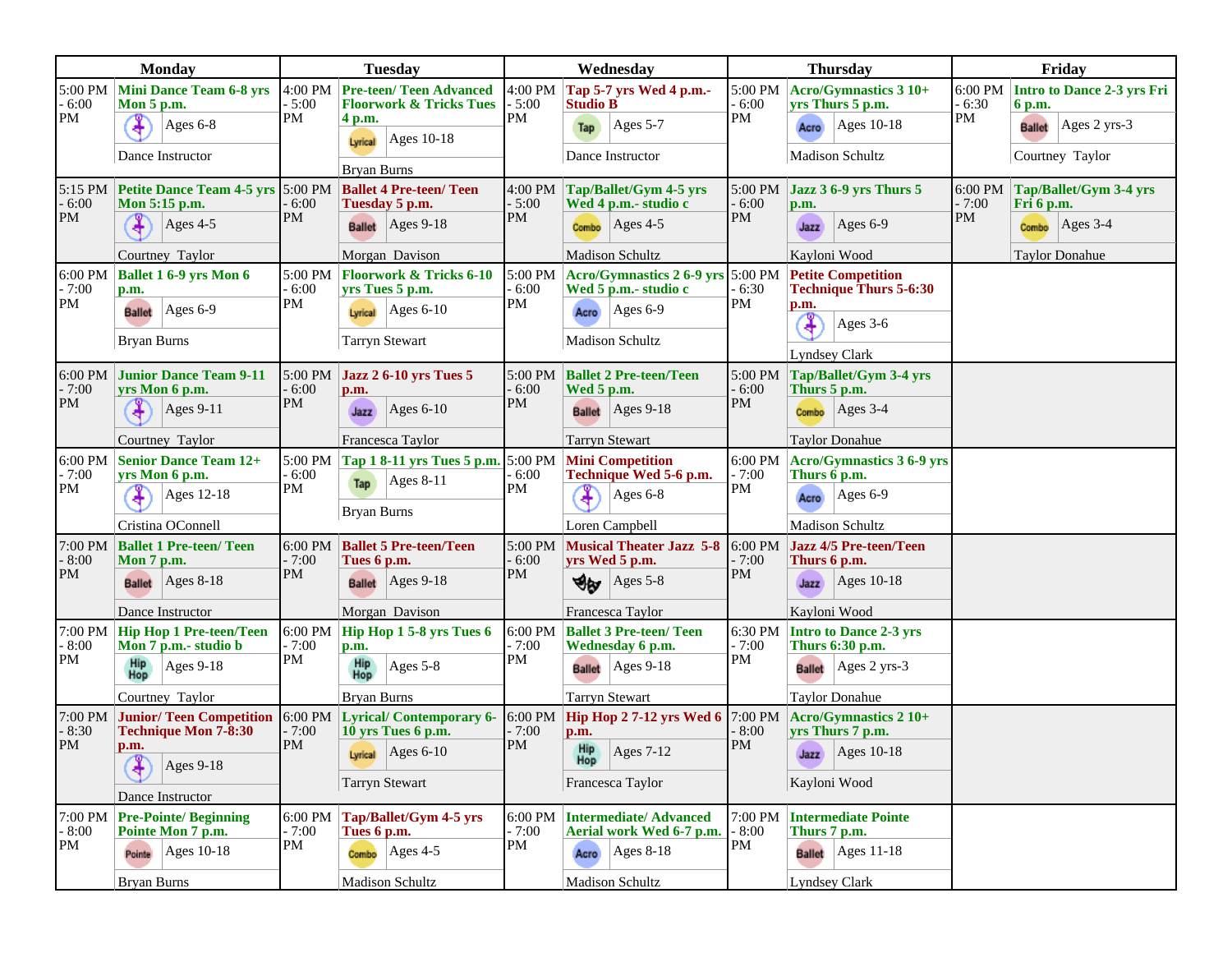| Monday | | Tuesday | | Wednesday | | Thursday | | Friday | |
|---|---|---|---|---|---|---|---|---|---|
| 5:00 PM - 6:00 PM | **Mini Dance Team 6-8 yrs Mon 5 p.m.** Ages 6-8 Dance Instructor | 4:00 PM - 5:00 PM | **Pre-teen/ Teen Advanced Floorwork & Tricks Tues 4 p.m.** Lyrical Ages 10-18 Bryan Burns | 4:00 PM - 5:00 PM | **Tap 5-7 yrs Wed 4 p.m.- Studio B** Tap Ages 5-7 Dance Instructor | 5:00 PM - 6:00 PM | **Acro/Gymnastics 3 10+ yrs Thurs 5 p.m.** Acro Ages 10-18 Madison Schultz | 6:00 PM - 6:30 PM | **Intro to Dance 2-3 yrs Fri 6 p.m.** Ballet Ages 2 yrs-3 Courtney Taylor |
| 5:15 PM - 6:00 PM | **Petite Dance Team 4-5 yrs Mon 5:15 p.m.** Ages 4-5 Courtney Taylor | 5:00 PM - 6:00 PM | **Ballet 4 Pre-teen/ Teen Tuesday 5 p.m.** Ballet Ages 9-18 Morgan Davison | 4:00 PM - 5:00 PM | **Tap/Ballet/Gym 4-5 yrs Wed 4 p.m.- studio c** Combo Ages 4-5 Madison Schultz | 5:00 PM - 6:00 PM | **Jazz 3 6-9 yrs Thurs 5 p.m.** Jazz Ages 6-9 Kayloni Wood | 6:00 PM - 7:00 PM | **Tap/Ballet/Gym 3-4 yrs Fri 6 p.m.** Combo Ages 3-4 Taylor Donahue |
| 6:00 PM - 7:00 PM | **Ballet 1 6-9 yrs Mon 6 p.m.** Ballet Ages 6-9 Bryan Burns | 5:00 PM - 6:00 PM | **Floorwork & Tricks 6-10 yrs Tues 5 p.m.** Lyrical Ages 6-10 Tarryn Stewart | 5:00 PM - 6:00 PM | **Acro/Gymnastics 2 6-9 yrs Wed 5 p.m.- studio c** Acro Ages 6-9 Madison Schultz | 5:00 PM - 6:30 PM | **Petite Competition Technique Thurs 5-6:30 p.m.** Ages 3-6 Lyndsey Clark | | |
| 6:00 PM - 7:00 PM | **Junior Dance Team 9-11 yrs Mon 6 p.m.** Ages 9-11 Courtney Taylor | 5:00 PM - 6:00 PM | **Jazz 2 6-10 yrs Tues 5 p.m.** Jazz Ages 6-10 Francesca Taylor | 5:00 PM - 6:00 PM | **Ballet 2 Pre-teen/Teen Wed 5 p.m.** Ballet Ages 9-18 Tarryn Stewart | 5:00 PM - 6:00 PM | **Tap/Ballet/Gym 3-4 yrs Thurs 5 p.m.** Combo Ages 3-4 Taylor Donahue | | |
| 6:00 PM - 7:00 PM | **Senior Dance Team 12+ yrs Mon 6 p.m.** Ages 12-18 Cristina OConnell | 5:00 PM - 6:00 PM | **Tap 1 8-11 yrs Tues 5 p.m.** Tap Ages 8-11 Bryan Burns | 5:00 PM - 6:00 PM | **Mini Competition Technique Wed 5-6 p.m.** Ages 6-8 Loren Campbell | 6:00 PM - 7:00 PM | **Acro/Gymnastics 3 6-9 yrs Thurs 6 p.m.** Acro Ages 6-9 Madison Schultz | | |
| 7:00 PM - 8:00 PM | **Ballet 1 Pre-teen/ Teen Mon 7 p.m.** Ballet Ages 8-18 Dance Instructor | 6:00 PM - 7:00 PM | **Ballet 5 Pre-teen/Teen Tues 6 p.m.** Ballet Ages 9-18 Morgan Davison | 5:00 PM - 6:00 PM | **Musical Theater Jazz 5-8 yrs Wed 5 p.m.** Ages 5-8 Francesca Taylor | 6:00 PM - 7:00 PM | **Jazz 4/5 Pre-teen/Teen Thurs 6 p.m.** Jazz Ages 10-18 Kayloni Wood | | |
| 7:00 PM - 8:00 PM | **Hip Hop 1 Pre-teen/Teen Mon 7 p.m.- studio b** Hip Hop Ages 9-18 Courtney Taylor | 6:00 PM - 7:00 PM | **Hip Hop 1 5-8 yrs Tues 6 p.m.** Hip Hop Ages 5-8 Bryan Burns | 6:00 PM - 7:00 PM | **Ballet 3 Pre-teen/ Teen Wednesday 6 p.m.** Ballet Ages 9-18 Tarryn Stewart | 6:30 PM - 7:00 PM | **Intro to Dance 2-3 yrs Thurs 6:30 p.m.** Ballet Ages 2 yrs-3 Taylor Donahue | | |
| 7:00 PM - 8:30 PM | **Junior/ Teen Competition Technique Mon 7-8:30 p.m.** Ages 9-18 Dance Instructor | 6:00 PM - 7:00 PM | **Lyrical/ Contemporary 6-10 yrs Tues 6 p.m.** Lyrical Ages 6-10 Tarryn Stewart | 6:00 PM - 7:00 PM | **Hip Hop 2 7-12 yrs Wed 6 p.m.** Hip Hop Ages 7-12 Francesca Taylor | 7:00 PM - 8:00 PM | **Acro/Gymnastics 2 10+ yrs Thurs 7 p.m.** Jazz Ages 10-18 Kayloni Wood | | |
| 7:00 PM - 8:00 PM | **Pre-Pointe/ Beginning Pointe Mon 7 p.m.** Pointe Ages 10-18 Bryan Burns | 6:00 PM - 7:00 PM | **Tap/Ballet/Gym 4-5 yrs Tues 6 p.m.** Combo Ages 4-5 Madison Schultz | 6:00 PM - 7:00 PM | **Intermediate/ Advanced Aerial work Wed 6-7 p.m.** Acro Ages 8-18 Madison Schultz | 7:00 PM - 8:00 PM | **Intermediate Pointe Thurs 7 p.m.** Ballet Ages 11-18 Lyndsey Clark | | |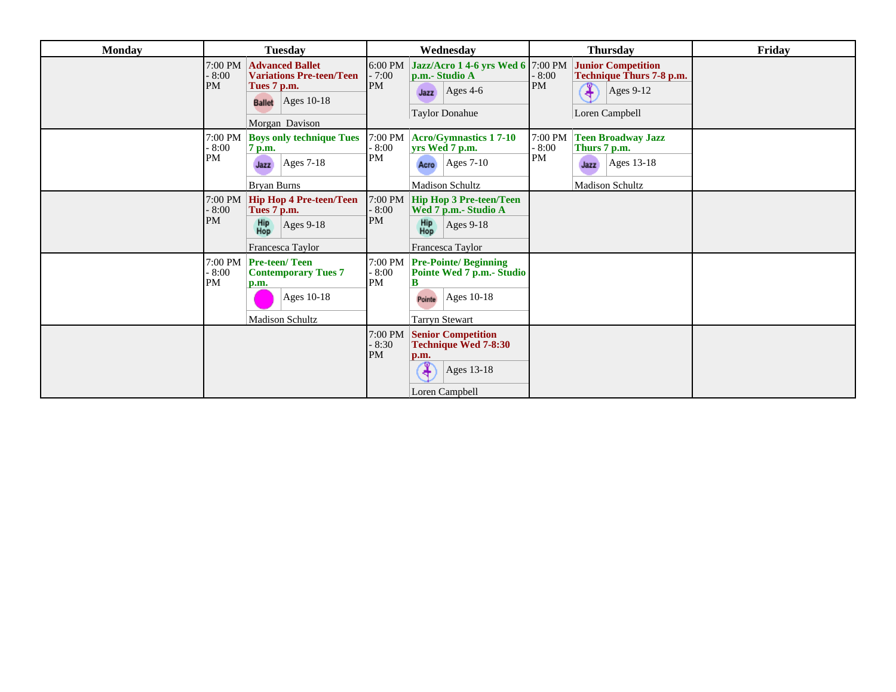| Monday | Tuesday | Wednesday | Thursday | Friday |
|---|---|---|---|---|
| | 7:00 PM - 8:00 PM **Advanced Ballet Variations Pre-teen/Teen Tues 7 p.m.** Ballet Ages 10-18 Morgan Davison | 6:00 PM - 7:00 PM **Jazz/Acro 1 4-6 yrs Wed 6 p.m.- Studio A** Jazz Ages 4-6 Taylor Donahue | 7:00 PM - 8:00 PM **Junior Competition Technique Thurs 7-8 p.m.** Ages 9-12 Loren Campbell | |
| | 7:00 PM - 8:00 PM **Boys only technique Tues 7 p.m.** Jazz Ages 7-18 Bryan Burns | 7:00 PM - 8:00 PM **Acro/Gymnastics 1 7-10 yrs Wed 7 p.m.** Acro Ages 7-10 Madison Schultz | 7:00 PM - 8:00 PM **Teen Broadway Jazz Thurs 7 p.m.** Jazz Ages 13-18 Madison Schultz | |
| | 7:00 PM - 8:00 PM **Hip Hop 4 Pre-teen/Teen Tues 7 p.m.** Hip Hop Ages 9-18 Francesca Taylor | 7:00 PM - 8:00 PM **Hip Hop 3 Pre-teen/Teen Wed 7 p.m.- Studio A** Hip Hop Ages 9-18 Francesca Taylor | | |
| | 7:00 PM - 8:00 PM **Pre-teen/ Teen Contemporary Tues 7 p.m.** Ages 10-18 Madison Schultz | 7:00 PM - 8:00 PM **Pre-Pointe/ Beginning Pointe Wed 7 p.m.- Studio B** Pointe Ages 10-18 Tarryn Stewart | | |
| | | 7:00 PM - 8:30 PM **Senior Competition Technique Wed 7-8:30 p.m.** Ages 13-18 Loren Campbell | | |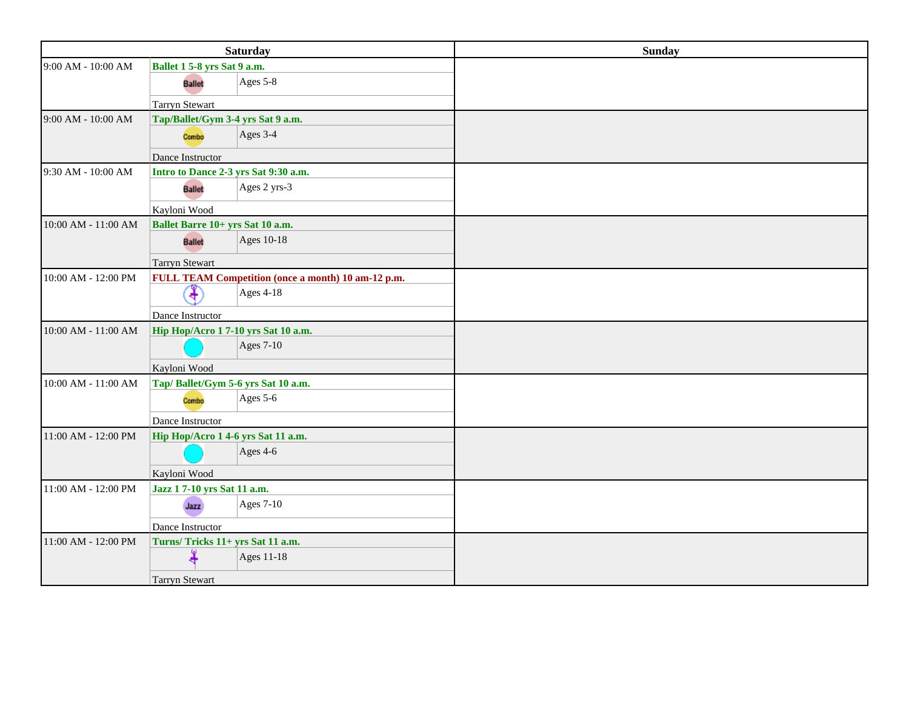| Saturday | | Sunday |
|---|---|---|
| 9:00 AM - 10:00 AM | **Ballet 1 5-8 yrs Sat 9 a.m.**<br>Ballet — Ages 5-8<br>Tarryn Stewart | |
| 9:00 AM - 10:00 AM | **Tap/Ballet/Gym 3-4 yrs Sat 9 a.m.**<br>Combo — Ages 3-4<br>Dance Instructor | |
| 9:30 AM - 10:00 AM | **Intro to Dance 2-3 yrs Sat 9:30 a.m.**<br>Ballet — Ages 2 yrs-3<br>Kayloni Wood | |
| 10:00 AM - 11:00 AM | **Ballet Barre 10+ yrs Sat 10 a.m.**<br>Ballet — Ages 10-18<br>Tarryn Stewart | |
| 10:00 AM - 12:00 PM | **FULL TEAM Competition (once a month) 10 am-12 p.m.**<br>Ages 4-18<br>Dance Instructor | |
| 10:00 AM - 11:00 AM | **Hip Hop/Acro 1 7-10 yrs Sat 10 a.m.**<br>Ages 7-10<br>Kayloni Wood | |
| 10:00 AM - 11:00 AM | **Tap/ Ballet/Gym 5-6 yrs Sat 10 a.m.**<br>Combo — Ages 5-6<br>Dance Instructor | |
| 11:00 AM - 12:00 PM | **Hip Hop/Acro 1 4-6 yrs Sat 11 a.m.**<br>Ages 4-6<br>Kayloni Wood | |
| 11:00 AM - 12:00 PM | **Jazz 1 7-10 yrs Sat 11 a.m.**<br>Jazz — Ages 7-10<br>Dance Instructor | |
| 11:00 AM - 12:00 PM | **Turns/ Tricks 11+ yrs Sat 11 a.m.**<br>Ages 11-18<br>Tarryn Stewart | |